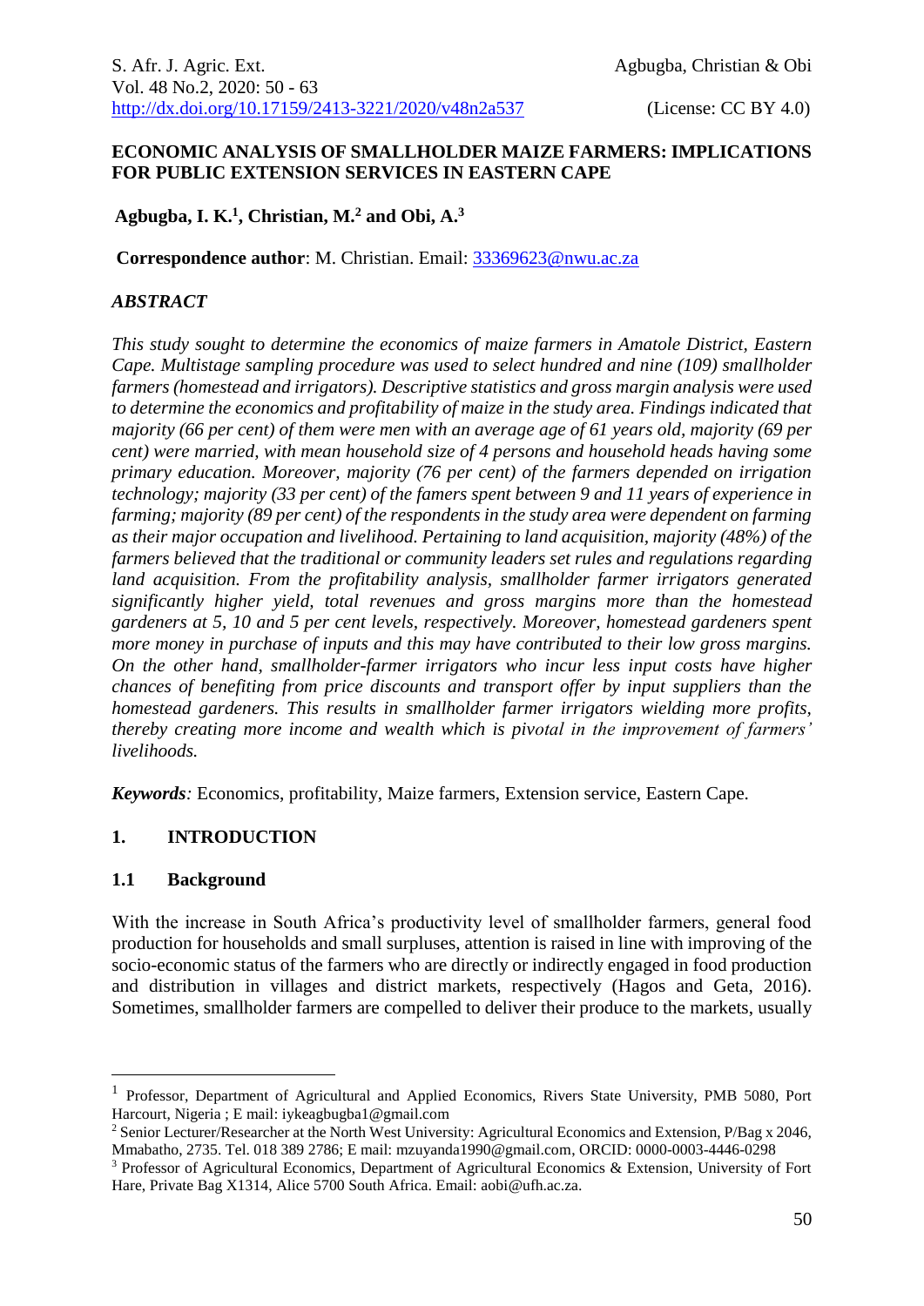## ECONOMIC ANALYSIS OF SMALLHOLDER MAIZE FARMERS: IMPLICATIONS FOR PUBLIC EXTENSION SERVICES IN EASTERN CAPE

**Agbugba, I. K.[1], Christian, M.[2] and Obi, A.[3]**

**Correspondence author**: M. Christian. Email: 33369623@nwu.ac.za

### *ABSTRACT*

*This study sought to determine the economics of maize farmers in Amatole District, Eastern Cape. Multistage sampling procedure was used to select hundred and nine (109) smallholder farmers (homestead and irrigators). Descriptive statistics and gross margin analysis were used to determine the economics and profitability of maize in the study area. Findings indicated that majority (66 per cent) of them were men with an average age of 61 years old, majority (69 per cent) were married, with mean household size of 4 persons and household heads having some primary education. Moreover, majority (76 per cent) of the farmers depended on irrigation technology; majority (33 per cent) of the famers spent between 9 and 11 years of experience in farming; majority (89 per cent) of the respondents in the study area were dependent on farming as their major occupation and livelihood. Pertaining to land acquisition, majority (48%) of the farmers believed that the traditional or community leaders set rules and regulations regarding land acquisition. From the profitability analysis, smallholder farmer irrigators generated significantly higher yield, total revenues and gross margins more than the homestead gardeners at 5, 10 and 5 per cent levels, respectively. Moreover, homestead gardeners spent more money in purchase of inputs and this may have contributed to their low gross margins. On the other hand, smallholder-farmer irrigators who incur less input costs have higher chances of benefiting from price discounts and transport offer by input suppliers than the homestead gardeners. This results in smallholder farmer irrigators wielding more profits, thereby creating more income and wealth which is pivotal in the improvement of farmers' livelihoods.*

***Keywords**:* Economics, profitability, Maize farmers, Extension service, Eastern Cape.

## 1. INTRODUCTION

### 1.1 Background

With the increase in South Africa's productivity level of smallholder farmers, general food production for households and small surpluses, attention is raised in line with improving of the socio-economic status of the farmers who are directly or indirectly engaged in food production and distribution in villages and district markets, respectively (Hagos and Geta, 2016). Sometimes, smallholder farmers are compelled to deliver their produce to the markets, usually

---

[1] Professor, Department of Agricultural and Applied Economics, Rivers State University, PMB 5080, Port Harcourt, Nigeria ; E mail: iykeagbugba1@gmail.com

[2] Senior Lecturer/Researcher at the North West University: Agricultural Economics and Extension, P/Bag x 2046, Mmabatho, 2735. Tel. 018 389 2786; E mail: mzuyanda1990@gmail.com, ORCID: 0000-0003-4446-0298

[3] Professor of Agricultural Economics, Department of Agricultural Economics & Extension, University of Fort Hare, Private Bag X1314, Alice 5700 South Africa. Email: aobi@ufh.ac.za.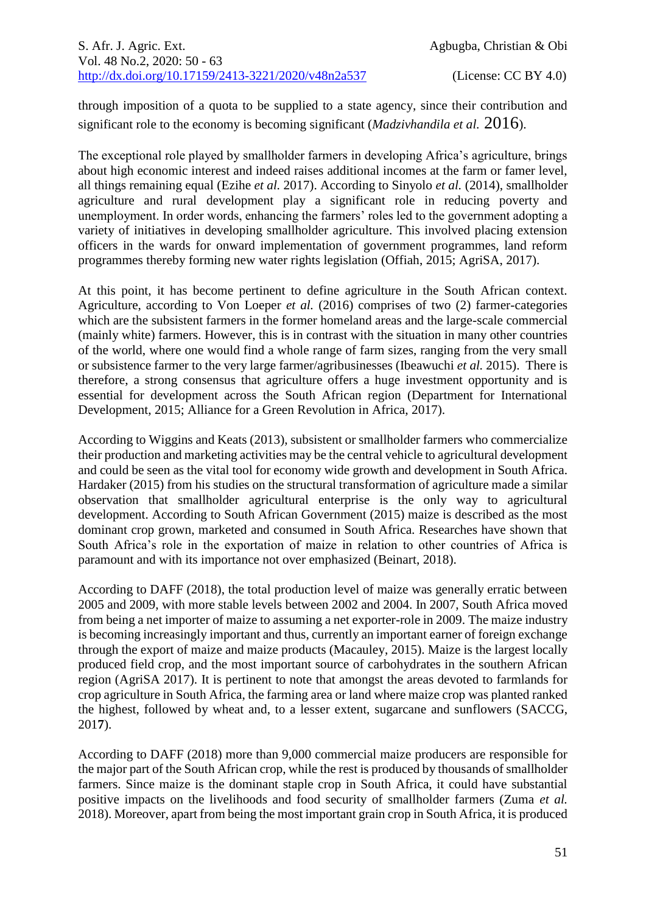through imposition of a quota to be supplied to a state agency, since their contribution and significant role to the economy is becoming significant (*Madzivhandila et al.* 2016).

The exceptional role played by smallholder farmers in developing Africa's agriculture, brings about high economic interest and indeed raises additional incomes at the farm or famer level, all things remaining equal (Ezihe *et al.* 2017). According to Sinyolo *et al.* (2014), smallholder agriculture and rural development play a significant role in reducing poverty and unemployment. In order words, enhancing the farmers' roles led to the government adopting a variety of initiatives in developing smallholder agriculture. This involved placing extension officers in the wards for onward implementation of government programmes, land reform programmes thereby forming new water rights legislation (Offiah, 2015; AgriSA, 2017).

At this point, it has become pertinent to define agriculture in the South African context. Agriculture, according to Von Loeper *et al.* (2016) comprises of two (2) farmer-categories which are the subsistent farmers in the former homeland areas and the large-scale commercial (mainly white) farmers. However, this is in contrast with the situation in many other countries of the world, where one would find a whole range of farm sizes, ranging from the very small or subsistence farmer to the very large farmer/agribusinesses (Ibeawuchi *et al.* 2015). There is therefore, a strong consensus that agriculture offers a huge investment opportunity and is essential for development across the South African region (Department for International Development, 2015; Alliance for a Green Revolution in Africa, 2017).

According to Wiggins and Keats (2013), subsistent or smallholder farmers who commercialize their production and marketing activities may be the central vehicle to agricultural development and could be seen as the vital tool for economy wide growth and development in South Africa. Hardaker (2015) from his studies on the structural transformation of agriculture made a similar observation that smallholder agricultural enterprise is the only way to agricultural development. According to South African Government (2015) maize is described as the most dominant crop grown, marketed and consumed in South Africa. Researches have shown that South Africa's role in the exportation of maize in relation to other countries of Africa is paramount and with its importance not over emphasized (Beinart, 2018).

According to DAFF (2018), the total production level of maize was generally erratic between 2005 and 2009, with more stable levels between 2002 and 2004. In 2007, South Africa moved from being a net importer of maize to assuming a net exporter-role in 2009. The maize industry is becoming increasingly important and thus, currently an important earner of foreign exchange through the export of maize and maize products (Macauley, 2015). Maize is the largest locally produced field crop, and the most important source of carbohydrates in the southern African region (AgriSA 2017). It is pertinent to note that amongst the areas devoted to farmlands for crop agriculture in South Africa, the farming area or land where maize crop was planted ranked the highest, followed by wheat and, to a lesser extent, sugarcane and sunflowers (SACCG, 2017).

According to DAFF (2018) more than 9,000 commercial maize producers are responsible for the major part of the South African crop, while the rest is produced by thousands of smallholder farmers. Since maize is the dominant staple crop in South Africa, it could have substantial positive impacts on the livelihoods and food security of smallholder farmers (Zuma *et al.* 2018). Moreover, apart from being the most important grain crop in South Africa, it is produced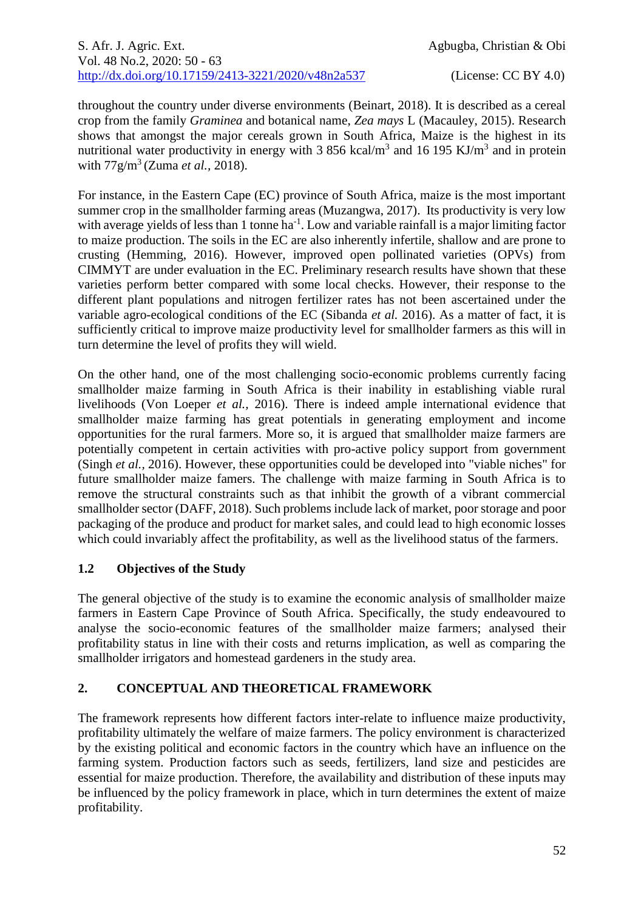throughout the country under diverse environments (Beinart, 2018). It is described as a cereal crop from the family *Graminea* and botanical name, *Zea mays* L (Macauley, 2015). Research shows that amongst the major cereals grown in South Africa, Maize is the highest in its nutritional water productivity in energy with 3 856 kcal/m$^3$ and 16 195 KJ/m$^3$ and in protein with 77g/m$^3$ (Zuma *et al.,* 2018).

For instance, in the Eastern Cape (EC) province of South Africa, maize is the most important summer crop in the smallholder farming areas (Muzangwa, 2017). Its productivity is very low with average yields of less than 1 tonne ha$^{-1}$. Low and variable rainfall is a major limiting factor to maize production. The soils in the EC are also inherently infertile, shallow and are prone to crusting (Hemming, 2016). However, improved open pollinated varieties (OPVs) from CIMMYT are under evaluation in the EC. Preliminary research results have shown that these varieties perform better compared with some local checks. However, their response to the different plant populations and nitrogen fertilizer rates has not been ascertained under the variable agro-ecological conditions of the EC (Sibanda *et al.* 2016). As a matter of fact, it is sufficiently critical to improve maize productivity level for smallholder farmers as this will in turn determine the level of profits they will wield.

On the other hand, one of the most challenging socio-economic problems currently facing smallholder maize farming in South Africa is their inability in establishing viable rural livelihoods (Von Loeper *et al.,* 2016). There is indeed ample international evidence that smallholder maize farming has great potentials in generating employment and income opportunities for the rural farmers. More so, it is argued that smallholder maize farmers are potentially competent in certain activities with pro-active policy support from government (Singh *et al.*, 2016). However, these opportunities could be developed into "viable niches" for future smallholder maize famers. The challenge with maize farming in South Africa is to remove the structural constraints such as that inhibit the growth of a vibrant commercial smallholder sector (DAFF, 2018). Such problems include lack of market, poor storage and poor packaging of the produce and product for market sales, and could lead to high economic losses which could invariably affect the profitability, as well as the livelihood status of the farmers.

### 1.2 Objectives of the Study

The general objective of the study is to examine the economic analysis of smallholder maize farmers in Eastern Cape Province of South Africa. Specifically, the study endeavoured to analyse the socio-economic features of the smallholder maize farmers; analysed their profitability status in line with their costs and returns implication, as well as comparing the smallholder irrigators and homestead gardeners in the study area.

## 2. CONCEPTUAL AND THEORETICAL FRAMEWORK

The framework represents how different factors inter-relate to influence maize productivity, profitability ultimately the welfare of maize farmers. The policy environment is characterized by the existing political and economic factors in the country which have an influence on the farming system. Production factors such as seeds, fertilizers, land size and pesticides are essential for maize production. Therefore, the availability and distribution of these inputs may be influenced by the policy framework in place, which in turn determines the extent of maize profitability.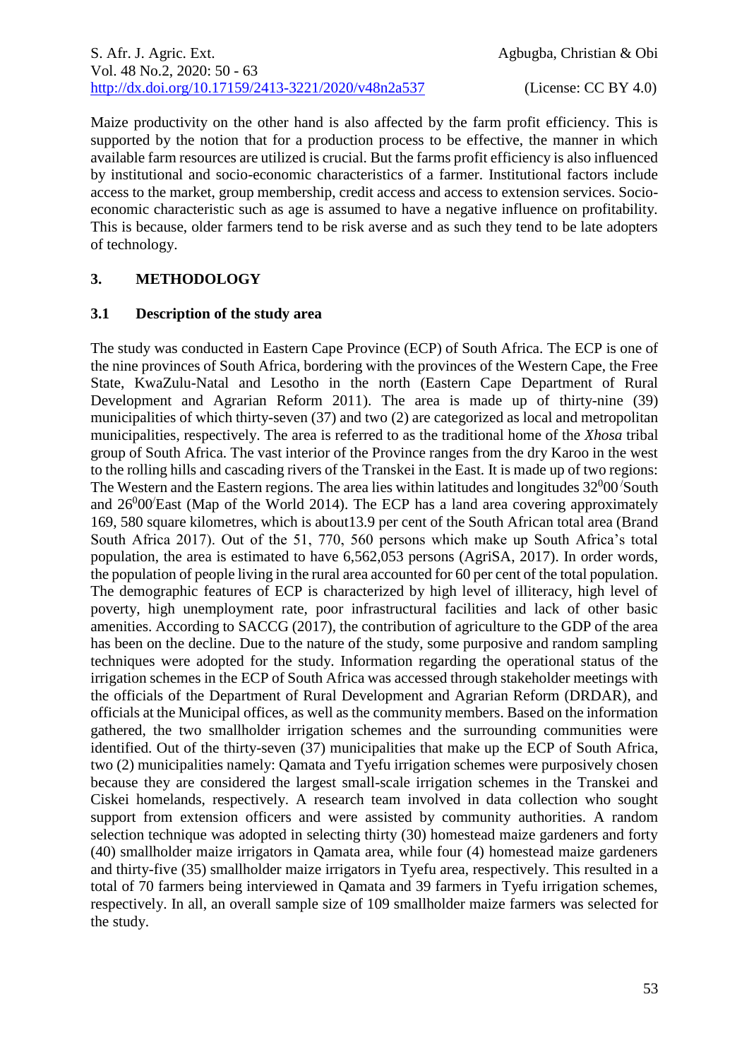Maize productivity on the other hand is also affected by the farm profit efficiency. This is supported by the notion that for a production process to be effective, the manner in which available farm resources are utilized is crucial. But the farms profit efficiency is also influenced by institutional and socio-economic characteristics of a farmer. Institutional factors include access to the market, group membership, credit access and access to extension services. Socio-economic characteristic such as age is assumed to have a negative influence on profitability. This is because, older farmers tend to be risk averse and as such they tend to be late adopters of technology.

## 3. METHODOLOGY

### 3.1 Description of the study area

The study was conducted in Eastern Cape Province (ECP) of South Africa. The ECP is one of the nine provinces of South Africa, bordering with the provinces of the Western Cape, the Free State, KwaZulu-Natal and Lesotho in the north (Eastern Cape Department of Rural Development and Agrarian Reform 2011). The area is made up of thirty-nine (39) municipalities of which thirty-seven (37) and two (2) are categorized as local and metropolitan municipalities, respectively. The area is referred to as the traditional home of the *Xhosa* tribal group of South Africa. The vast interior of the Province ranges from the dry Karoo in the west to the rolling hills and cascading rivers of the Transkei in the East. It is made up of two regions: The Western and the Eastern regions. The area lies within latitudes and longitudes $32^{0}00^{/}$South and $26^{0}00^{/}$East (Map of the World 2014). The ECP has a land area covering approximately 169, 580 square kilometres, which is about13.9 per cent of the South African total area (Brand South Africa 2017). Out of the 51, 770, 560 persons which make up South Africa's total population, the area is estimated to have 6,562,053 persons (AgriSA, 2017). In order words, the population of people living in the rural area accounted for 60 per cent of the total population. The demographic features of ECP is characterized by high level of illiteracy, high level of poverty, high unemployment rate, poor infrastructural facilities and lack of other basic amenities. According to SACCG (2017), the contribution of agriculture to the GDP of the area has been on the decline. Due to the nature of the study, some purposive and random sampling techniques were adopted for the study. Information regarding the operational status of the irrigation schemes in the ECP of South Africa was accessed through stakeholder meetings with the officials of the Department of Rural Development and Agrarian Reform (DRDAR), and officials at the Municipal offices, as well as the community members. Based on the information gathered, the two smallholder irrigation schemes and the surrounding communities were identified. Out of the thirty-seven (37) municipalities that make up the ECP of South Africa, two (2) municipalities namely: Qamata and Tyefu irrigation schemes were purposively chosen because they are considered the largest small-scale irrigation schemes in the Transkei and Ciskei homelands, respectively. A research team involved in data collection who sought support from extension officers and were assisted by community authorities. A random selection technique was adopted in selecting thirty (30) homestead maize gardeners and forty (40) smallholder maize irrigators in Qamata area, while four (4) homestead maize gardeners and thirty-five (35) smallholder maize irrigators in Tyefu area, respectively. This resulted in a total of 70 farmers being interviewed in Qamata and 39 farmers in Tyefu irrigation schemes, respectively. In all, an overall sample size of 109 smallholder maize farmers was selected for the study.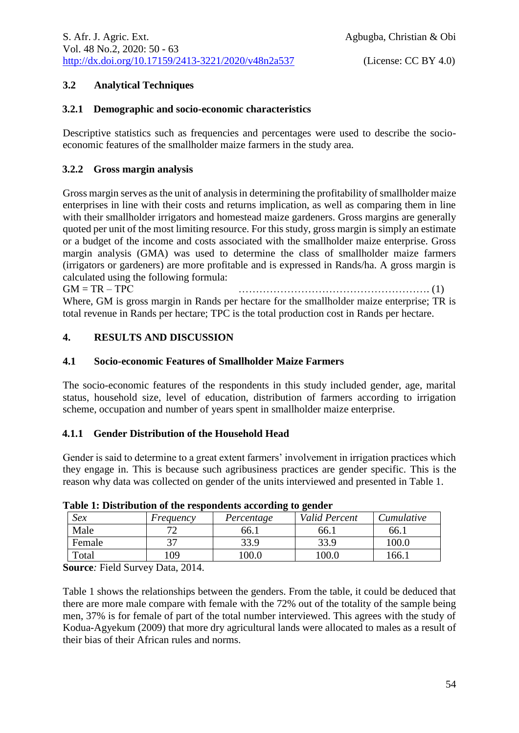### 3.2 Analytical Techniques

#### 3.2.1 Demographic and socio-economic characteristics

Descriptive statistics such as frequencies and percentages were used to describe the socio-economic features of the smallholder maize farmers in the study area.

#### 3.2.2 Gross margin analysis

Gross margin serves as the unit of analysis in determining the profitability of smallholder maize enterprises in line with their costs and returns implication, as well as comparing them in line with their smallholder irrigators and homestead maize gardeners. Gross margins are generally quoted per unit of the most limiting resource. For this study, gross margin is simply an estimate or a budget of the income and costs associated with the smallholder maize enterprise. Gross margin analysis (GMA) was used to determine the class of smallholder maize farmers (irrigators or gardeners) are more profitable and is expressed in Rands/ha. A gross margin is calculated using the following formula:

$$GM = TR - TPC \quad \text{……………………………………………… (1)}$$

Where, GM is gross margin in Rands per hectare for the smallholder maize enterprise; TR is total revenue in Rands per hectare; TPC is the total production cost in Rands per hectare.

## 4. RESULTS AND DISCUSSION

### 4.1 Socio-economic Features of Smallholder Maize Farmers

The socio-economic features of the respondents in this study included gender, age, marital status, household size, level of education, distribution of farmers according to irrigation scheme, occupation and number of years spent in smallholder maize enterprise.

#### 4.1.1 Gender Distribution of the Household Head

Gender is said to determine to a great extent farmers' involvement in irrigation practices which they engage in. This is because such agribusiness practices are gender specific. This is the reason why data was collected on gender of the units interviewed and presented in Table 1.

**Table 1: Distribution of the respondents according to gender**

| *Sex* | *Frequency* | *Percentage* | *Valid Percent* | *Cumulative* |
|---|---|---|---|---|
| Male | 72 | 66.1 | 66.1 | 66.1 |
| Female | 37 | 33.9 | 33.9 | 100.0 |
| Total | 109 | 100.0 | 100.0 | 166.1 |

**Source***:* Field Survey Data, 2014.

Table 1 shows the relationships between the genders. From the table, it could be deduced that there are more male compare with female with the 72% out of the totality of the sample being men, 37% is for female of part of the total number interviewed. This agrees with the study of Kodua-Agyekum (2009) that more dry agricultural lands were allocated to males as a result of their bias of their African rules and norms.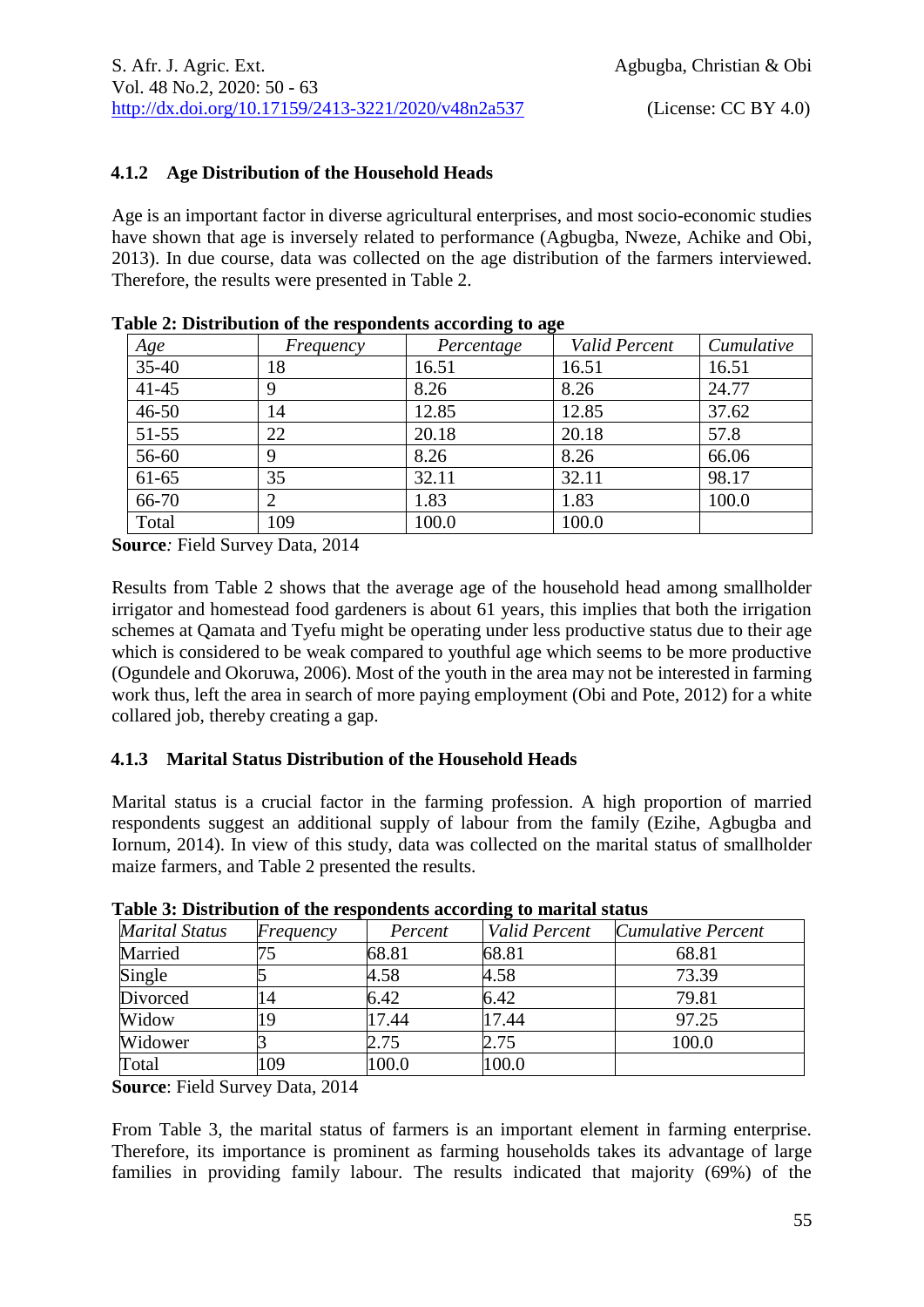#### 4.1.2 Age Distribution of the Household Heads

Age is an important factor in diverse agricultural enterprises, and most socio-economic studies have shown that age is inversely related to performance (Agbugba, Nweze, Achike and Obi, 2013). In due course, data was collected on the age distribution of the farmers interviewed. Therefore, the results were presented in Table 2.

**Table 2: Distribution of the respondents according to age**

| *Age* | *Frequency* | *Percentage* | *Valid Percent* | *Cumulative* |
|---|---|---|---|---|
| 35-40 | 18 | 16.51 | 16.51 | 16.51 |
| 41-45 | 9 | 8.26 | 8.26 | 24.77 |
| 46-50 | 14 | 12.85 | 12.85 | 37.62 |
| 51-55 | 22 | 20.18 | 20.18 | 57.8 |
| 56-60 | 9 | 8.26 | 8.26 | 66.06 |
| 61-65 | 35 | 32.11 | 32.11 | 98.17 |
| 66-70 | 2 | 1.83 | 1.83 | 100.0 |
| Total | 109 | 100.0 | 100.0 | |

**Source***:* Field Survey Data, 2014

Results from Table 2 shows that the average age of the household head among smallholder irrigator and homestead food gardeners is about 61 years, this implies that both the irrigation schemes at Qamata and Tyefu might be operating under less productive status due to their age which is considered to be weak compared to youthful age which seems to be more productive (Ogundele and Okoruwa, 2006). Most of the youth in the area may not be interested in farming work thus, left the area in search of more paying employment (Obi and Pote, 2012) for a white collared job, thereby creating a gap.

#### 4.1.3 Marital Status Distribution of the Household Heads

Marital status is a crucial factor in the farming profession. A high proportion of married respondents suggest an additional supply of labour from the family (Ezihe, Agbugba and Iornum, 2014). In view of this study, data was collected on the marital status of smallholder maize farmers, and Table 2 presented the results.

**Table 3: Distribution of the respondents according to marital status**

| *Marital Status* | *Frequency* | *Percent* | *Valid Percent* | *Cumulative Percent* |
|---|---|---|---|---|
| Married | 75 | 68.81 | 68.81 | 68.81 |
| Single | 5 | 4.58 | 4.58 | 73.39 |
| Divorced | 14 | 6.42 | 6.42 | 79.81 |
| Widow | 19 | 17.44 | 17.44 | 97.25 |
| Widower | 3 | 2.75 | 2.75 | 100.0 |
| Total | 109 | 100.0 | 100.0 | |

**Source**: Field Survey Data, 2014

From Table 3, the marital status of farmers is an important element in farming enterprise. Therefore, its importance is prominent as farming households takes its advantage of large families in providing family labour. The results indicated that majority (69%) of the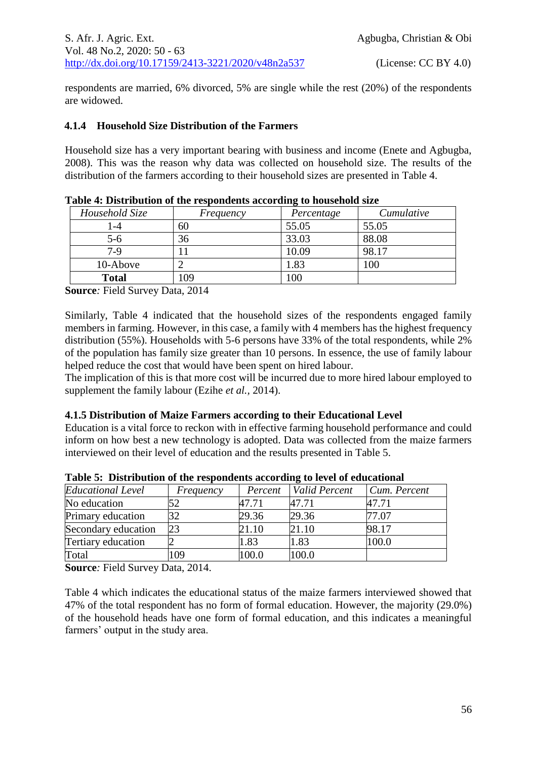respondents are married, 6% divorced, 5% are single while the rest (20%) of the respondents are widowed.

### 4.1.4 Household Size Distribution of the Farmers

Household size has a very important bearing with business and income (Enete and Agbugba, 2008). This was the reason why data was collected on household size. The results of the distribution of the farmers according to their household sizes are presented in Table 4.

**Table 4: Distribution of the respondents according to household size**

| *Household Size* | *Frequency* | *Percentage* | *Cumulative* |
|---|---|---|---|
| 1-4 | 60 | 55.05 | 55.05 |
| 5-6 | 36 | 33.03 | 88.08 |
| 7-9 | 11 | 10.09 | 98.17 |
| 10-Above | 2 | 1.83 | 100 |
| **Total** | 109 | 100 | |

**Source***:* Field Survey Data, 2014

Similarly, Table 4 indicated that the household sizes of the respondents engaged family members in farming. However, in this case, a family with 4 members has the highest frequency distribution (55%). Households with 5-6 persons have 33% of the total respondents, while 2% of the population has family size greater than 10 persons. In essence, the use of family labour helped reduce the cost that would have been spent on hired labour.

The implication of this is that more cost will be incurred due to more hired labour employed to supplement the family labour (Ezihe *et al.*, 2014).

### 4.1.5 Distribution of Maize Farmers according to their Educational Level

Education is a vital force to reckon with in effective farming household performance and could inform on how best a new technology is adopted. Data was collected from the maize farmers interviewed on their level of education and the results presented in Table 5.

**Table 5: Distribution of the respondents according to level of educational**

| *Educational Level* | *Frequency* | *Percent* | *Valid Percent* | *Cum. Percent* |
|---|---|---|---|---|
| No education | 52 | 47.71 | 47.71 | 47.71 |
| Primary education | 32 | 29.36 | 29.36 | 77.07 |
| Secondary education | 23 | 21.10 | 21.10 | 98.17 |
| Tertiary education | 2 | 1.83 | 1.83 | 100.0 |
| Total | 109 | 100.0 | 100.0 | |

**Source***:* Field Survey Data, 2014.

Table 4 which indicates the educational status of the maize farmers interviewed showed that 47% of the total respondent has no form of formal education. However, the majority (29.0%) of the household heads have one form of formal education, and this indicates a meaningful farmers' output in the study area.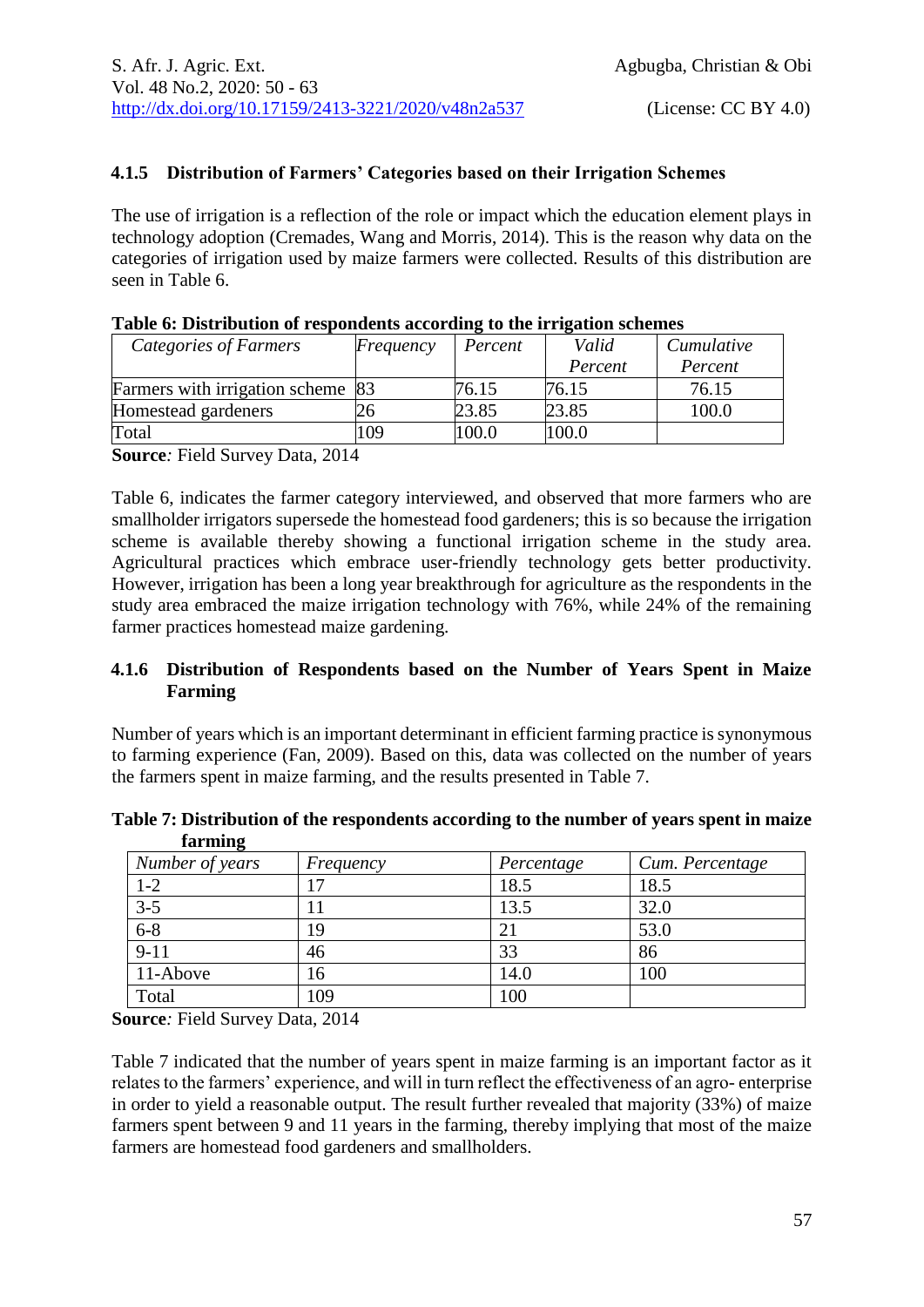### 4.1.5 Distribution of Farmers' Categories based on their Irrigation Schemes

The use of irrigation is a reflection of the role or impact which the education element plays in technology adoption (Cremades, Wang and Morris, 2014). This is the reason why data on the categories of irrigation used by maize farmers were collected. Results of this distribution are seen in Table 6.

**Table 6: Distribution of respondents according to the irrigation schemes**

| *Categories of Farmers* | *Frequency* | *Percent* | *Valid Percent* | *Cumulative Percent* |
|---|---|---|---|---|
| Farmers with irrigation scheme | 83 | 76.15 | 76.15 | 76.15 |
| Homestead gardeners | 26 | 23.85 | 23.85 | 100.0 |
| Total | 109 | 100.0 | 100.0 | |

**Source***:* Field Survey Data, 2014

Table 6, indicates the farmer category interviewed, and observed that more farmers who are smallholder irrigators supersede the homestead food gardeners; this is so because the irrigation scheme is available thereby showing a functional irrigation scheme in the study area. Agricultural practices which embrace user-friendly technology gets better productivity. However, irrigation has been a long year breakthrough for agriculture as the respondents in the study area embraced the maize irrigation technology with 76%, while 24% of the remaining farmer practices homestead maize gardening.

### 4.1.6 Distribution of Respondents based on the Number of Years Spent in Maize Farming

Number of years which is an important determinant in efficient farming practice is synonymous to farming experience (Fan, 2009). Based on this, data was collected on the number of years the farmers spent in maize farming, and the results presented in Table 7.

**Table 7: Distribution of the respondents according to the number of years spent in maize farming**

| *Number of years* | *Frequency* | *Percentage* | *Cum. Percentage* |
|---|---|---|---|
| 1-2 | 17 | 18.5 | 18.5 |
| 3-5 | 11 | 13.5 | 32.0 |
| 6-8 | 19 | 21 | 53.0 |
| 9-11 | 46 | 33 | 86 |
| 11-Above | 16 | 14.0 | 100 |
| Total | 109 | 100 | |

**Source***:* Field Survey Data, 2014

Table 7 indicated that the number of years spent in maize farming is an important factor as it relates to the farmers' experience, and will in turn reflect the effectiveness of an agro- enterprise in order to yield a reasonable output. The result further revealed that majority (33%) of maize farmers spent between 9 and 11 years in the farming, thereby implying that most of the maize farmers are homestead food gardeners and smallholders.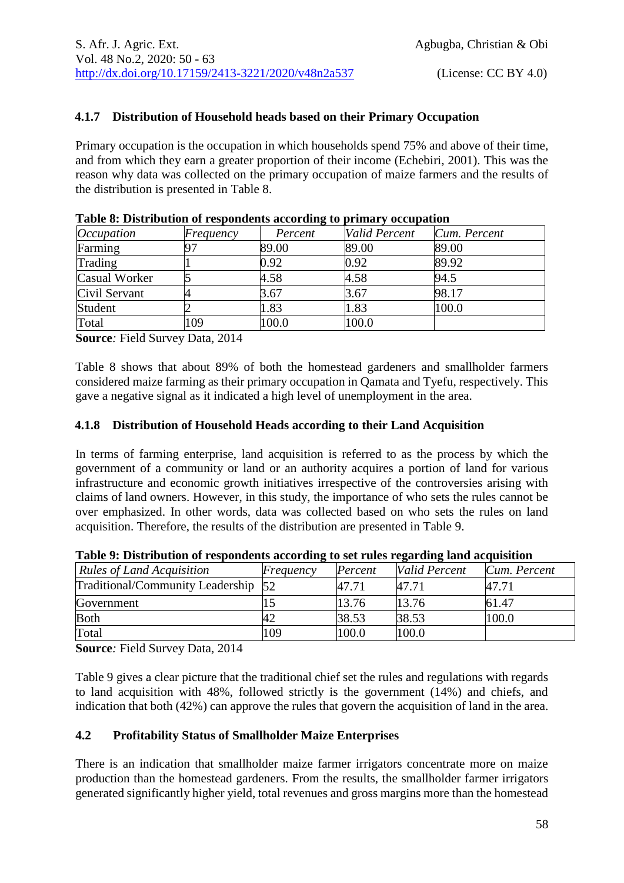### 4.1.7 Distribution of Household heads based on their Primary Occupation

Primary occupation is the occupation in which households spend 75% and above of their time, and from which they earn a greater proportion of their income (Echebiri, 2001). This was the reason why data was collected on the primary occupation of maize farmers and the results of the distribution is presented in Table 8.

**Table 8: Distribution of respondents according to primary occupation**

| *Occupation* | *Frequency* | *Percent* | *Valid Percent* | *Cum. Percent* |
|---|---|---|---|---|
| Farming | 97 | 89.00 | 89.00 | 89.00 |
| Trading | 1 | 0.92 | 0.92 | 89.92 |
| Casual Worker | 5 | 4.58 | 4.58 | 94.5 |
| Civil Servant | 4 | 3.67 | 3.67 | 98.17 |
| Student | 2 | 1.83 | 1.83 | 100.0 |
| Total | 109 | 100.0 | 100.0 | |

**Source***:* Field Survey Data, 2014

Table 8 shows that about 89% of both the homestead gardeners and smallholder farmers considered maize farming as their primary occupation in Qamata and Tyefu, respectively. This gave a negative signal as it indicated a high level of unemployment in the area.

### 4.1.8 Distribution of Household Heads according to their Land Acquisition

In terms of farming enterprise, land acquisition is referred to as the process by which the government of a community or land or an authority acquires a portion of land for various infrastructure and economic growth initiatives irrespective of the controversies arising with claims of land owners. However, in this study, the importance of who sets the rules cannot be over emphasized. In other words, data was collected based on who sets the rules on land acquisition. Therefore, the results of the distribution are presented in Table 9.

**Table 9: Distribution of respondents according to set rules regarding land acquisition**

| *Rules of Land Acquisition* | *Frequency* | *Percent* | *Valid Percent* | *Cum. Percent* |
|---|---|---|---|---|
| Traditional/Community Leadership | 52 | 47.71 | 47.71 | 47.71 |
| Government | 15 | 13.76 | 13.76 | 61.47 |
| Both | 42 | 38.53 | 38.53 | 100.0 |
| Total | 109 | 100.0 | 100.0 | |

**Source***:* Field Survey Data, 2014

Table 9 gives a clear picture that the traditional chief set the rules and regulations with regards to land acquisition with 48%, followed strictly is the government (14%) and chiefs, and indication that both (42%) can approve the rules that govern the acquisition of land in the area.

## 4.2 Profitability Status of Smallholder Maize Enterprises

There is an indication that smallholder maize farmer irrigators concentrate more on maize production than the homestead gardeners. From the results, the smallholder farmer irrigators generated significantly higher yield, total revenues and gross margins more than the homestead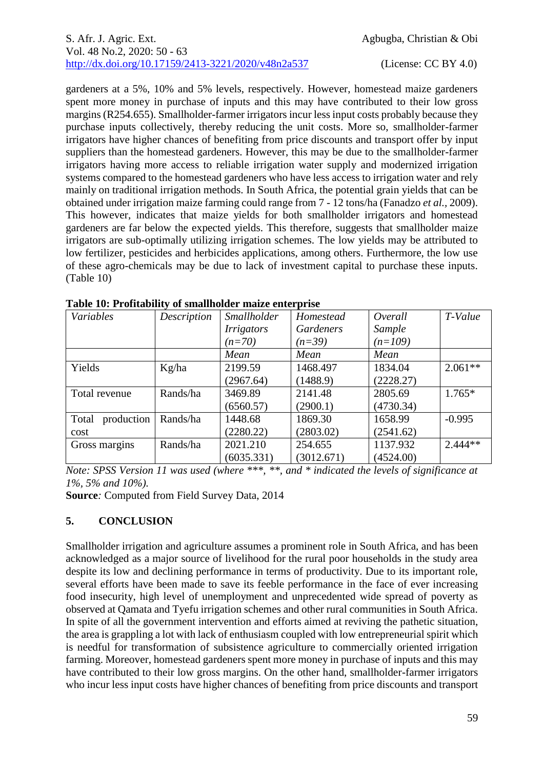gardeners at a 5%, 10% and 5% levels, respectively. However, homestead maize gardeners spent more money in purchase of inputs and this may have contributed to their low gross margins (R254.655). Smallholder-farmer irrigators incur less input costs probably because they purchase inputs collectively, thereby reducing the unit costs. More so, smallholder-farmer irrigators have higher chances of benefiting from price discounts and transport offer by input suppliers than the homestead gardeners. However, this may be due to the smallholder-farmer irrigators having more access to reliable irrigation water supply and modernized irrigation systems compared to the homestead gardeners who have less access to irrigation water and rely mainly on traditional irrigation methods. In South Africa, the potential grain yields that can be obtained under irrigation maize farming could range from 7 - 12 tons/ha (Fanadzo *et al.*, 2009). This however, indicates that maize yields for both smallholder irrigators and homestead gardeners are far below the expected yields. This therefore, suggests that smallholder maize irrigators are sub-optimally utilizing irrigation schemes. The low yields may be attributed to low fertilizer, pesticides and herbicides applications, among others. Furthermore, the low use of these agro-chemicals may be due to lack of investment capital to purchase these inputs. (Table 10)

**Table 10: Profitability of smallholder maize enterprise**

| *Variables* | *Description* | *Smallholder Irrigators (n=70)* | *Homestead Gardeners (n=39)* | *Overall Sample (n=109)* | *T-Value* |
|---|---|---|---|---|---|
| | | *Mean* | *Mean* | *Mean* | |
| Yields | Kg/ha | 2199.59 (2967.64) | 1468.497 (1488.9) | 1834.04 (2228.27) | 2.061** |
| Total revenue | Rands/ha | 3469.89 (6560.57) | 2141.48 (2900.1) | 2805.69 (4730.34) | 1.765* |
| Total production cost | Rands/ha | 1448.68 (2280.22) | 1869.30 (2803.02) | 1658.99 (2541.62) | -0.995 |
| Gross margins | Rands/ha | 2021.210 (6035.331) | 254.655 (3012.671) | 1137.932 (4524.00) | 2.444** |

*Note: SPSS Version 11 was used (where ***, **, and * indicated the levels of significance at 1%, 5% and 10%).*

**Source***:* Computed from Field Survey Data, 2014

## 5. CONCLUSION

Smallholder irrigation and agriculture assumes a prominent role in South Africa, and has been acknowledged as a major source of livelihood for the rural poor households in the study area despite its low and declining performance in terms of productivity. Due to its important role, several efforts have been made to save its feeble performance in the face of ever increasing food insecurity, high level of unemployment and unprecedented wide spread of poverty as observed at Qamata and Tyefu irrigation schemes and other rural communities in South Africa. In spite of all the government intervention and efforts aimed at reviving the pathetic situation, the area is grappling a lot with lack of enthusiasm coupled with low entrepreneurial spirit which is needful for transformation of subsistence agriculture to commercially oriented irrigation farming. Moreover, homestead gardeners spent more money in purchase of inputs and this may have contributed to their low gross margins. On the other hand, smallholder-farmer irrigators who incur less input costs have higher chances of benefiting from price discounts and transport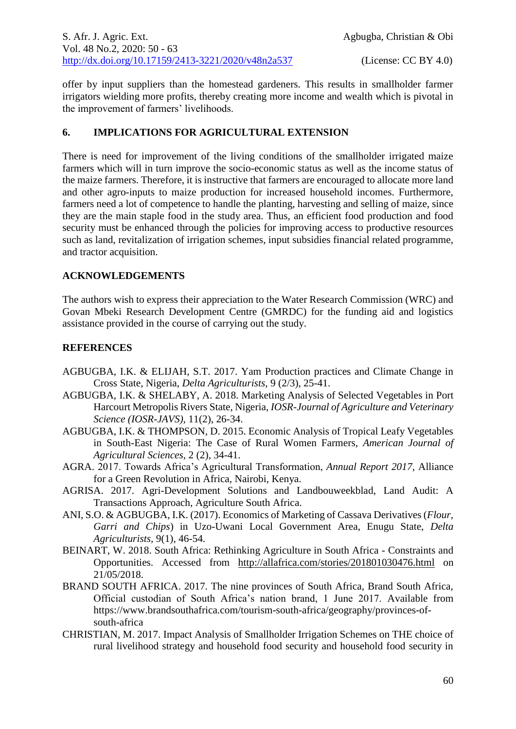offer by input suppliers than the homestead gardeners. This results in smallholder farmer irrigators wielding more profits, thereby creating more income and wealth which is pivotal in the improvement of farmers' livelihoods.

## 6. IMPLICATIONS FOR AGRICULTURAL EXTENSION

There is need for improvement of the living conditions of the smallholder irrigated maize farmers which will in turn improve the socio-economic status as well as the income status of the maize farmers. Therefore, it is instructive that farmers are encouraged to allocate more land and other agro-inputs to maize production for increased household incomes. Furthermore, farmers need a lot of competence to handle the planting, harvesting and selling of maize, since they are the main staple food in the study area. Thus, an efficient food production and food security must be enhanced through the policies for improving access to productive resources such as land, revitalization of irrigation schemes, input subsidies financial related programme, and tractor acquisition.

## ACKNOWLEDGEMENTS

The authors wish to express their appreciation to the Water Research Commission (WRC) and Govan Mbeki Research Development Centre (GMRDC) for the funding aid and logistics assistance provided in the course of carrying out the study.

## REFERENCES

AGBUGBA, I.K. & ELIJAH, S.T. 2017. Yam Production practices and Climate Change in Cross State, Nigeria, *Delta Agriculturists,* 9 (2/3), 25-41.

AGBUGBA, I.K. & SHELABY, A. 2018. Marketing Analysis of Selected Vegetables in Port Harcourt Metropolis Rivers State, Nigeria, *IOSR-Journal of Agriculture and Veterinary Science (IOSR-JAVS),* 11(2), 26-34.

AGBUGBA, I.K. & THOMPSON, D. 2015. Economic Analysis of Tropical Leafy Vegetables in South-East Nigeria: The Case of Rural Women Farmers, *American Journal of Agricultural Sciences,* 2 (2), 34-41.

AGRA. 2017. Towards Africa's Agricultural Transformation, *Annual Report 2017*, Alliance for a Green Revolution in Africa, Nairobi, Kenya.

AGRISA. 2017. Agri-Development Solutions and Landbouweekblad, Land Audit: A Transactions Approach, Agriculture South Africa.

ANI, S.O. & AGBUGBA, I.K. (2017). Economics of Marketing of Cassava Derivatives (*Flour, Garri and Chips*) in Uzo-Uwani Local Government Area, Enugu State, *Delta Agriculturists,* 9(1), 46-54.

BEINART, W. 2018. South Africa: Rethinking Agriculture in South Africa - Constraints and Opportunities. Accessed from http://allafrica.com/stories/201801030476.html on 21/05/2018.

BRAND SOUTH AFRICA. 2017. The nine provinces of South Africa, Brand South Africa, Official custodian of South Africa's nation brand, 1 June 2017. Available from https://www.brandsouthafrica.com/tourism-south-africa/geography/provinces-of-south-africa

CHRISTIAN, M. 2017. Impact Analysis of Smallholder Irrigation Schemes on THE choice of rural livelihood strategy and household food security and household food security in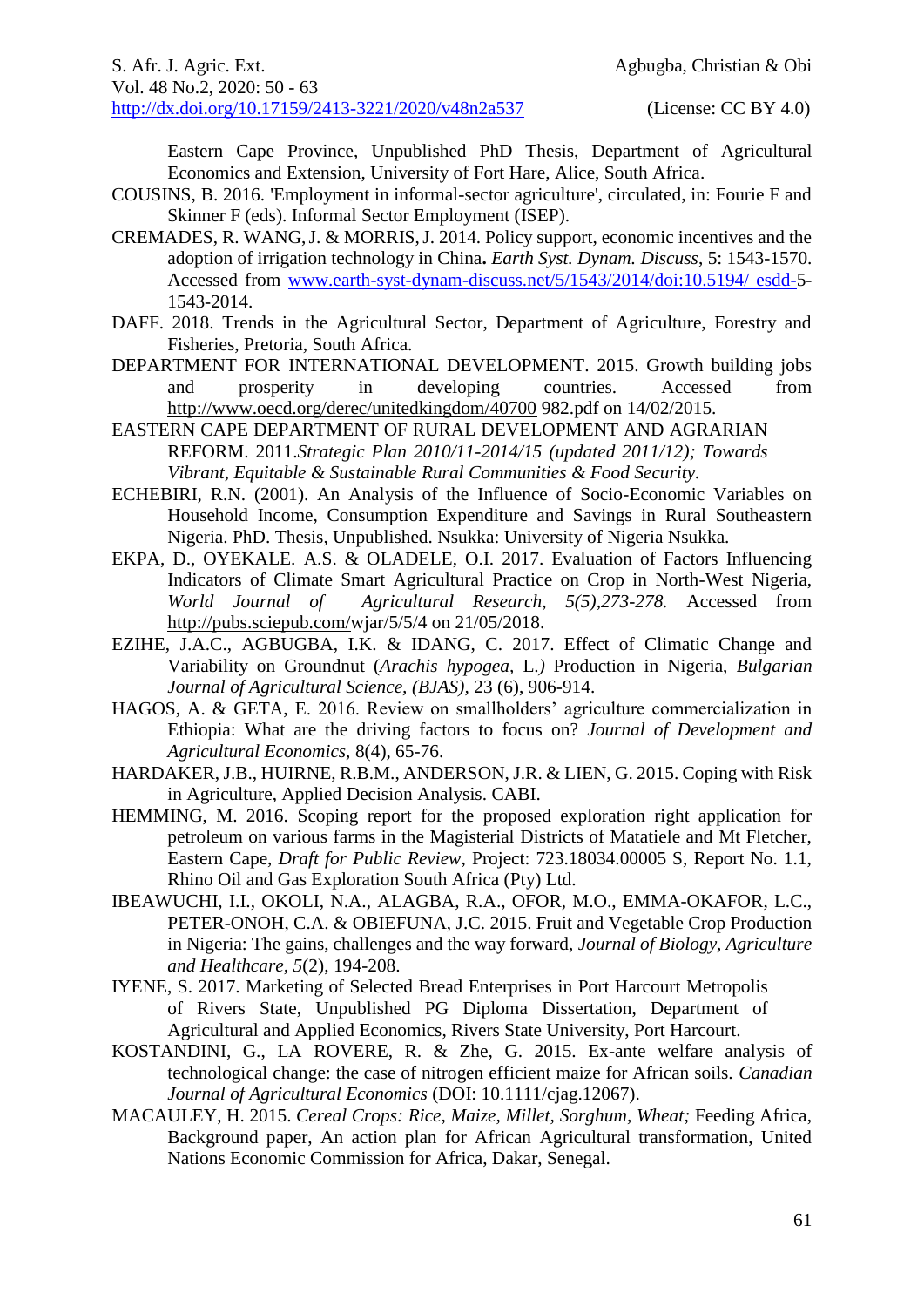Eastern Cape Province, Unpublished PhD Thesis, Department of Agricultural Economics and Extension, University of Fort Hare, Alice, South Africa.

COUSINS, B. 2016. 'Employment in informal-sector agriculture', circulated, in: Fourie F and Skinner F (eds). Informal Sector Employment (ISEP).

CREMADES, R. WANG, J. & MORRIS, J. 2014. Policy support, economic incentives and the adoption of irrigation technology in China**.** *Earth Syst. Dynam. Discuss*, 5: 1543-1570. Accessed from www.earth-syst-dynam-discuss.net/5/1543/2014/doi:10.5194/ esdd-5-1543-2014.

DAFF. 2018. Trends in the Agricultural Sector, Department of Agriculture, Forestry and Fisheries, Pretoria, South Africa.

DEPARTMENT FOR INTERNATIONAL DEVELOPMENT. 2015. Growth building jobs and prosperity in developing countries. Accessed from http://www.oecd.org/derec/unitedkingdom/40700 982.pdf on 14/02/2015.

EASTERN CAPE DEPARTMENT OF RURAL DEVELOPMENT AND AGRARIAN REFORM. 2011.*Strategic Plan 2010/11-2014/15 (updated 2011/12); Towards Vibrant, Equitable & Sustainable Rural Communities & Food Security.*

ECHEBIRI, R.N. (2001). An Analysis of the Influence of Socio-Economic Variables on Household Income, Consumption Expenditure and Savings in Rural Southeastern Nigeria. PhD. Thesis, Unpublished. Nsukka: University of Nigeria Nsukka.

EKPA, D., OYEKALE. A.S. & OLADELE, O.I. 2017. Evaluation of Factors Influencing Indicators of Climate Smart Agricultural Practice on Crop in North-West Nigeria, *World Journal of Agricultural Research, 5(5),273-278.* Accessed from http://pubs.sciepub.com/wjar/5/5/4 on 21/05/2018.

EZIHE, J.A.C., AGBUGBA, I.K. & IDANG, C. 2017. Effect of Climatic Change and Variability on Groundnut (*Arachis hypogea*, L.*)* Production in Nigeria, *Bulgarian Journal of Agricultural Science, (BJAS),* 23 (6), 906-914.

HAGOS, A. & GETA, E. 2016. Review on smallholders' agriculture commercialization in Ethiopia: What are the driving factors to focus on? *Journal of Development and Agricultural Economics*, 8(4), 65-76.

HARDAKER, J.B., HUIRNE, R.B.M., ANDERSON, J.R. & LIEN, G. 2015. Coping with Risk in Agriculture, Applied Decision Analysis. CABI.

HEMMING, M. 2016. Scoping report for the proposed exploration right application for petroleum on various farms in the Magisterial Districts of Matatiele and Mt Fletcher, Eastern Cape, *Draft for Public Review*, Project: 723.18034.00005 S, Report No. 1.1, Rhino Oil and Gas Exploration South Africa (Pty) Ltd.

IBEAWUCHI, I.I., OKOLI, N.A., ALAGBA, R.A., OFOR, M.O., EMMA-OKAFOR, L.C., PETER-ONOH, C.A. & OBIEFUNA, J.C. 2015. Fruit and Vegetable Crop Production in Nigeria: The gains, challenges and the way forward, *Journal of Biology, Agriculture and Healthcare, 5*(2), 194-208.

IYENE, S. 2017. Marketing of Selected Bread Enterprises in Port Harcourt Metropolis of Rivers State, Unpublished PG Diploma Dissertation, Department of Agricultural and Applied Economics, Rivers State University, Port Harcourt.

KOSTANDINI, G., LA ROVERE, R. & Zhe, G. 2015. Ex-ante welfare analysis of technological change: the case of nitrogen efficient maize for African soils. *Canadian Journal of Agricultural Economics* (DOI: 10.1111/cjag.12067).

MACAULEY, H. 2015. *Cereal Crops: Rice, Maize, Millet, Sorghum, Wheat;* Feeding Africa, Background paper, An action plan for African Agricultural transformation, United Nations Economic Commission for Africa, Dakar, Senegal.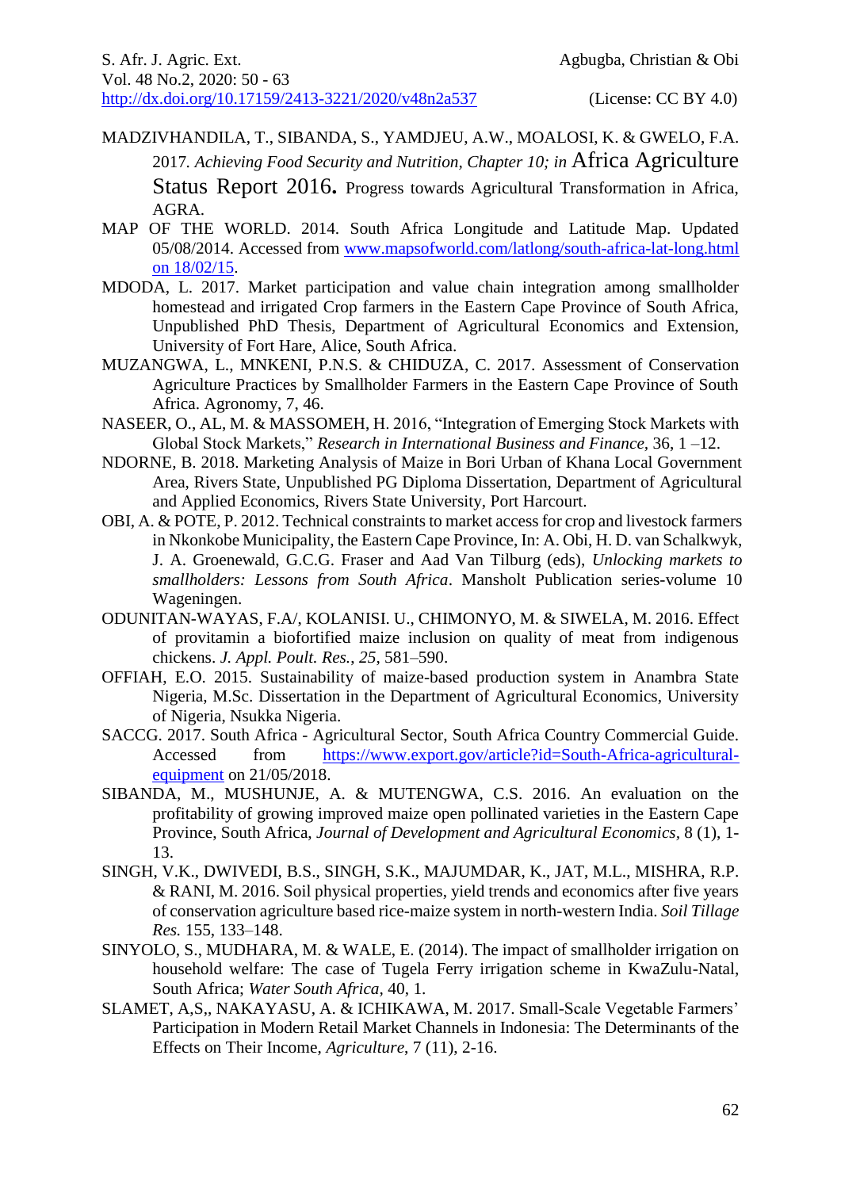MADZIVHANDILA, T., SIBANDA, S., YAMDJEU, A.W., MOALOSI, K. & GWELO, F.A. 2017. *Achieving Food Security and Nutrition, Chapter 10; in* Africa Agriculture Status Report 2016. Progress towards Agricultural Transformation in Africa, AGRA.

MAP OF THE WORLD. 2014. South Africa Longitude and Latitude Map. Updated 05/08/2014. Accessed from www.mapsofworld.com/latlong/south-africa-lat-long.html on 18/02/15.

MDODA, L. 2017. Market participation and value chain integration among smallholder homestead and irrigated Crop farmers in the Eastern Cape Province of South Africa, Unpublished PhD Thesis, Department of Agricultural Economics and Extension, University of Fort Hare, Alice, South Africa.

MUZANGWA, L., MNKENI, P.N.S. & CHIDUZA, C. 2017. Assessment of Conservation Agriculture Practices by Smallholder Farmers in the Eastern Cape Province of South Africa. Agronomy, 7, 46.

NASEER, O., AL, M. & MASSOMEH, H. 2016, "Integration of Emerging Stock Markets with Global Stock Markets," *Research in International Business and Finance,* 36, 1 –12.

NDORNE, B. 2018. Marketing Analysis of Maize in Bori Urban of Khana Local Government Area, Rivers State, Unpublished PG Diploma Dissertation, Department of Agricultural and Applied Economics, Rivers State University, Port Harcourt.

OBI, A. & POTE, P. 2012. Technical constraints to market access for crop and livestock farmers in Nkonkobe Municipality, the Eastern Cape Province, In: A. Obi, H. D. van Schalkwyk, J. A. Groenewald, G.C.G. Fraser and Aad Van Tilburg (eds), *Unlocking markets to smallholders: Lessons from South Africa*. Mansholt Publication series-volume 10 Wageningen.

ODUNITAN-WAYAS, F.A/, KOLANISI. U., CHIMONYO, M. & SIWELA, M. 2016. Effect of provitamin a biofortified maize inclusion on quality of meat from indigenous chickens. *J. Appl. Poult. Res.*, *25*, 581–590.

OFFIAH, E.O. 2015. Sustainability of maize-based production system in Anambra State Nigeria, M.Sc. Dissertation in the Department of Agricultural Economics, University of Nigeria, Nsukka Nigeria.

SACCG. 2017. South Africa - Agricultural Sector, South Africa Country Commercial Guide. Accessed from https://www.export.gov/article?id=South-Africa-agricultural-equipment on 21/05/2018.

SIBANDA, M., MUSHUNJE, A. & MUTENGWA, C.S. 2016. An evaluation on the profitability of growing improved maize open pollinated varieties in the Eastern Cape Province, South Africa, *Journal of Development and Agricultural Economics,* 8 (1), 1-13.

SINGH, V.K., DWIVEDI, B.S., SINGH, S.K., MAJUMDAR, K., JAT, M.L., MISHRA, R.P. & RANI, M. 2016. Soil physical properties, yield trends and economics after five years of conservation agriculture based rice-maize system in north-western India. *Soil Tillage Res.* 155, 133–148.

SINYOLO, S., MUDHARA, M. & WALE, E. (2014). The impact of smallholder irrigation on household welfare: The case of Tugela Ferry irrigation scheme in KwaZulu-Natal, South Africa; *Water South Africa,* 40, 1.

SLAMET, A,S,, NAKAYASU, A. & ICHIKAWA, M. 2017. Small-Scale Vegetable Farmers' Participation in Modern Retail Market Channels in Indonesia: The Determinants of the Effects on Their Income, *Agriculture*, 7 (11), 2-16.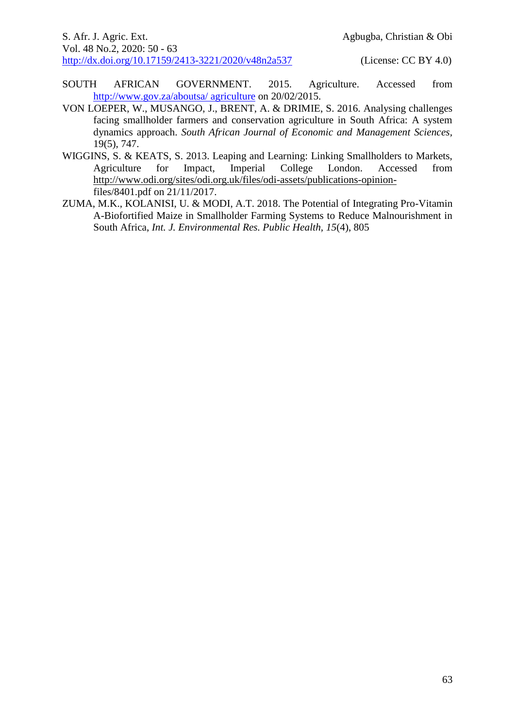SOUTH AFRICAN GOVERNMENT. 2015. Agriculture. Accessed from http://www.gov.za/aboutsa/ agriculture on 20/02/2015.

VON LOEPER, W., MUSANGO, J., BRENT, A. & DRIMIE, S. 2016. Analysing challenges facing smallholder farmers and conservation agriculture in South Africa: A system dynamics approach. *South African Journal of Economic and Management Sciences*, 19(5), 747.

WIGGINS, S. & KEATS, S. 2013. Leaping and Learning: Linking Smallholders to Markets, Agriculture for Impact, Imperial College London. Accessed from http://www.odi.org/sites/odi.org.uk/files/odi-assets/publications-opinion-files/8401.pdf on 21/11/2017.

ZUMA, M.K., KOLANISI, U. & MODI, A.T. 2018. The Potential of Integrating Pro-Vitamin A-Biofortified Maize in Smallholder Farming Systems to Reduce Malnourishment in South Africa, *Int. J. Environmental Res. Public Health*, *15*(4), 805